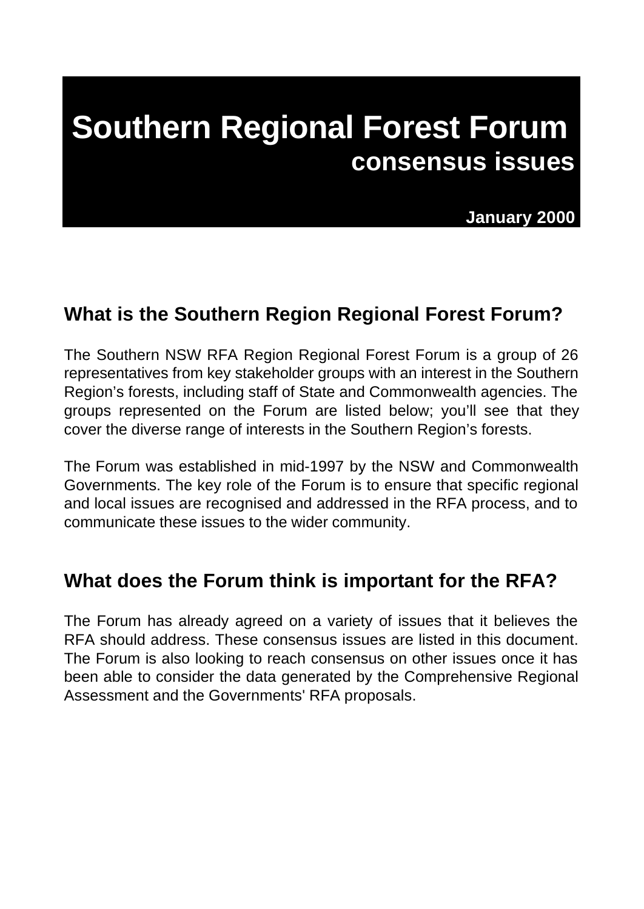# Southern Regional Forest Forum

## consensus issues

**January 2000**

## What is the Southern Region Regional Forest Forum?

The Southern NSW RFA Region Regional Forest Forum is a group of 26 representatives from key stakeholder groups with an interest in the Southern Region's forests, including staff of State and Commonwealth agencies. The groups represented on the Forum are listed below; you'll see that they cover the diverse range of interests in the Southern Region's forests.

The Forum was established in mid-1997 by the NSW and Commonwealth Governments. The key role of the Forum is to ensure that specific regional and local issues are recognised and addressed in the RFA process, and to communicate these issues to the wider community.

## What does the Forum think is important for the RFA?

The Forum has already agreed on a variety of issues that it believes the RFA should address. These consensus issues are listed in this document. The Forum is also looking to reach consensus on other issues once it has been able to consider the data generated by the Comprehensive Regional Assessment and the Governments' RFA proposals.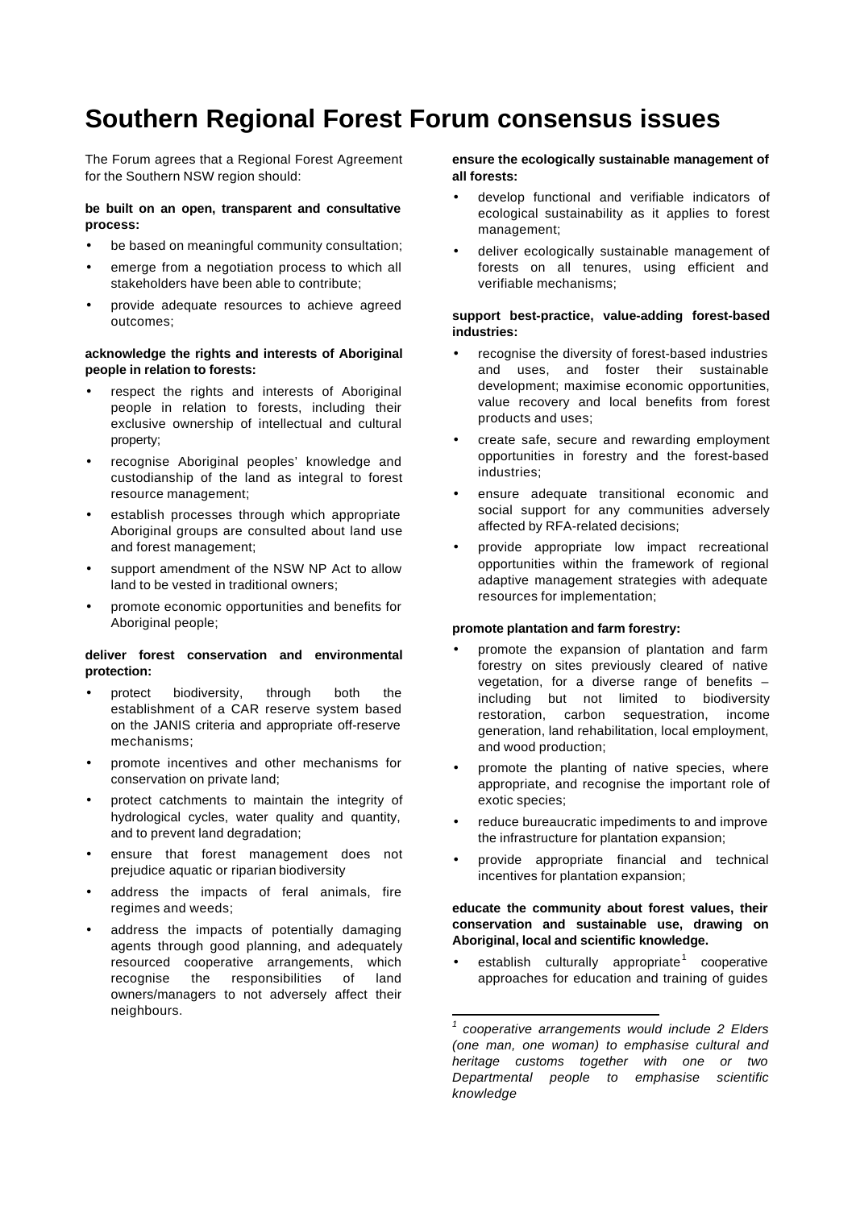# Southern Regional Forest Forum consensus issues

The Forum agrees that a Regional Forest Agreement for the Southern NSW region should:

**be built on an open, transparent and consultative process:**

- be based on meaningful community consultation;
- emerge from a negotiation process to which all stakeholders have been able to contribute;
- provide adequate resources to achieve agreed outcomes;

**acknowledge the rights and interests of Aboriginal people in relation to forests:**

- respect the rights and interests of Aboriginal people in relation to forests, including their exclusive ownership of intellectual and cultural property;
- recognise Aboriginal peoples' knowledge and custodianship of the land as integral to forest resource management;
- establish processes through which appropriate Aboriginal groups are consulted about land use and forest management;
- support amendment of the NSW NP Act to allow land to be vested in traditional owners;
- promote economic opportunities and benefits for Aboriginal people;

**deliver forest conservation and environmental protection:**

- protect biodiversity, through both the establishment of a CAR reserve system based on the JANIS criteria and appropriate off-reserve mechanisms;
- promote incentives and other mechanisms for conservation on private land;
- protect catchments to maintain the integrity of hydrological cycles, water quality and quantity, and to prevent land degradation;
- ensure that forest management does not prejudice aquatic or riparian biodiversity
- address the impacts of feral animals, fire regimes and weeds;
- address the impacts of potentially damaging agents through good planning, and adequately resourced cooperative arrangements, which recognise the responsibilities of land owners/managers to not adversely affect their neighbours.

**ensure the ecologically sustainable management of all forests:**

- develop functional and verifiable indicators of ecological sustainability as it applies to forest management;
- deliver ecologically sustainable management of forests on all tenures, using efficient and verifiable mechanisms;

**support best-practice, value-adding forest-based industries:**

- recognise the diversity of forest-based industries and uses, and foster their sustainable development; maximise economic opportunities, value recovery and local benefits from forest products and uses;
- create safe, secure and rewarding employment opportunities in forestry and the forest-based industries;
- ensure adequate transitional economic and social support for any communities adversely affected by RFA-related decisions;
- provide appropriate low impact recreational opportunities within the framework of regional adaptive management strategies with adequate resources for implementation;

**promote plantation and farm forestry:**

- promote the expansion of plantation and farm forestry on sites previously cleared of native vegetation, for a diverse range of benefits – including but not limited to biodiversity restoration, carbon sequestration, income generation, land rehabilitation, local employment, and wood production;
- promote the planting of native species, where appropriate, and recognise the important role of exotic species;
- reduce bureaucratic impediments to and improve the infrastructure for plantation expansion;
- provide appropriate financial and technical incentives for plantation expansion;

**educate the community about forest values, their conservation and sustainable use, drawing on Aboriginal, local and scientific knowledge.**

- establish culturally appropriate[1] cooperative approaches for education and training of guides

*[1] cooperative arrangements would include 2 Elders (one man, one woman) to emphasise cultural and heritage customs together with one or two Departmental people to emphasise scientific knowledge*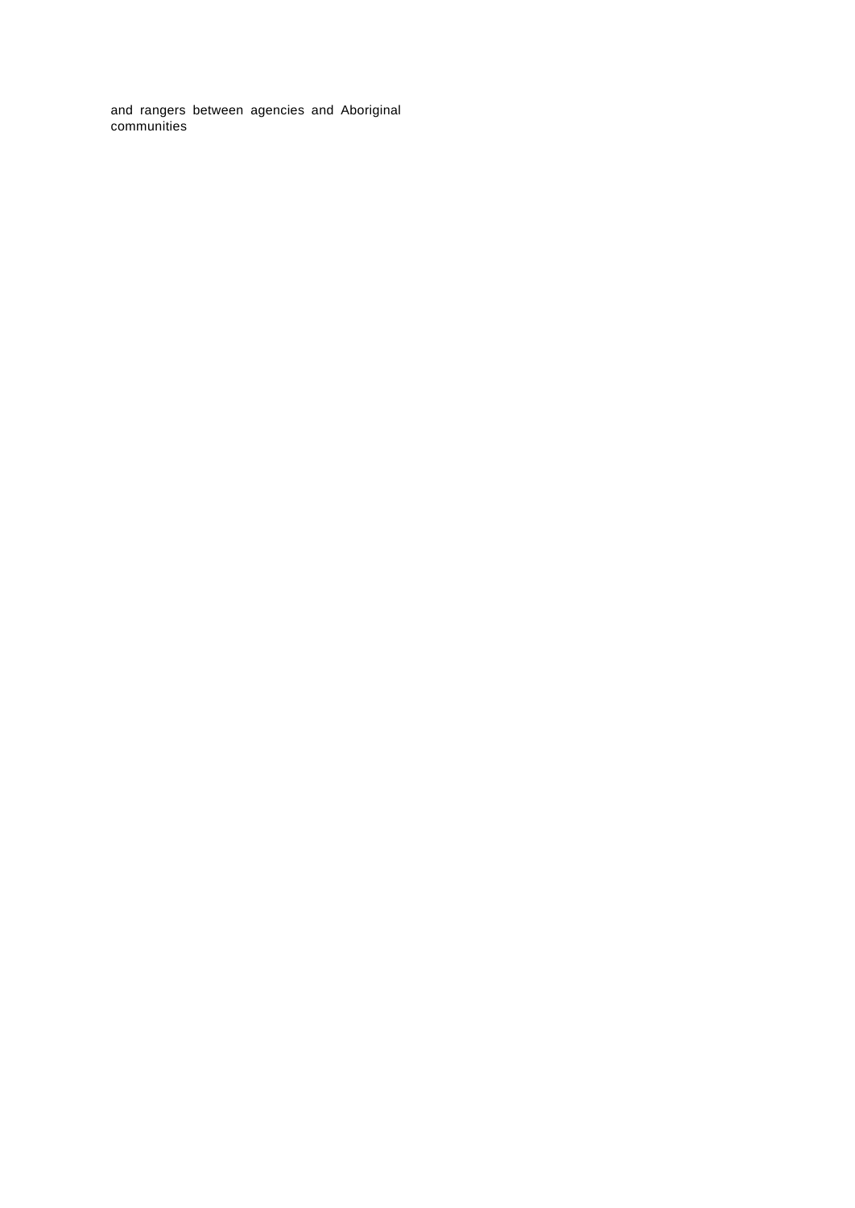and rangers between agencies and Aboriginal communities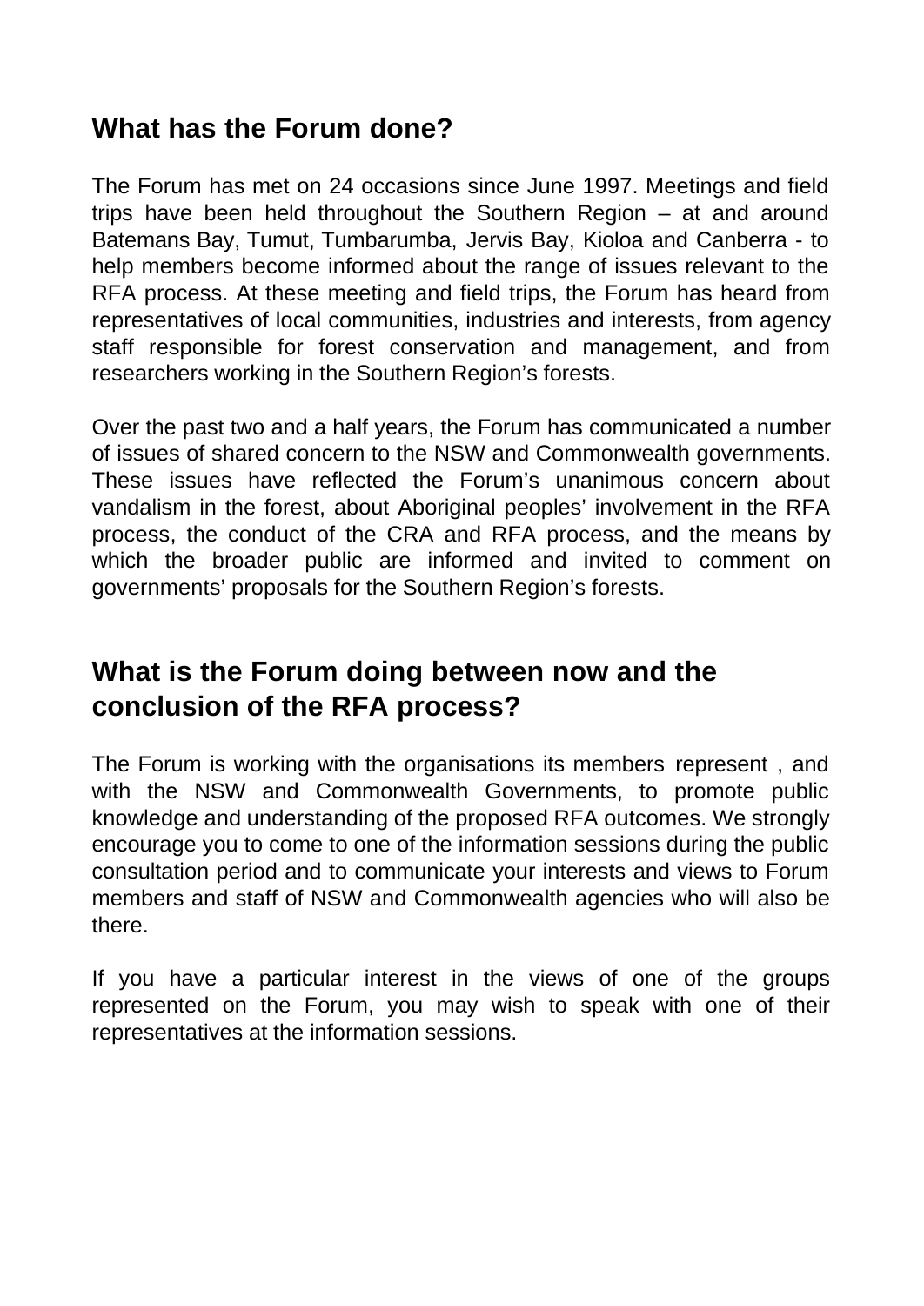## What has the Forum done?

The Forum has met on 24 occasions since June 1997. Meetings and field trips have been held throughout the Southern Region – at and around Batemans Bay, Tumut, Tumbarumba, Jervis Bay, Kioloa and Canberra - to help members become informed about the range of issues relevant to the RFA process. At these meeting and field trips, the Forum has heard from representatives of local communities, industries and interests, from agency staff responsible for forest conservation and management, and from researchers working in the Southern Region's forests.

Over the past two and a half years, the Forum has communicated a number of issues of shared concern to the NSW and Commonwealth governments. These issues have reflected the Forum's unanimous concern about vandalism in the forest, about Aboriginal peoples' involvement in the RFA process, the conduct of the CRA and RFA process, and the means by which the broader public are informed and invited to comment on governments' proposals for the Southern Region's forests.

## What is the Forum doing between now and the conclusion of the RFA process?

The Forum is working with the organisations its members represent , and with the NSW and Commonwealth Governments, to promote public knowledge and understanding of the proposed RFA outcomes. We strongly encourage you to come to one of the information sessions during the public consultation period and to communicate your interests and views to Forum members and staff of NSW and Commonwealth agencies who will also be there.

If you have a particular interest in the views of one of the groups represented on the Forum, you may wish to speak with one of their representatives at the information sessions.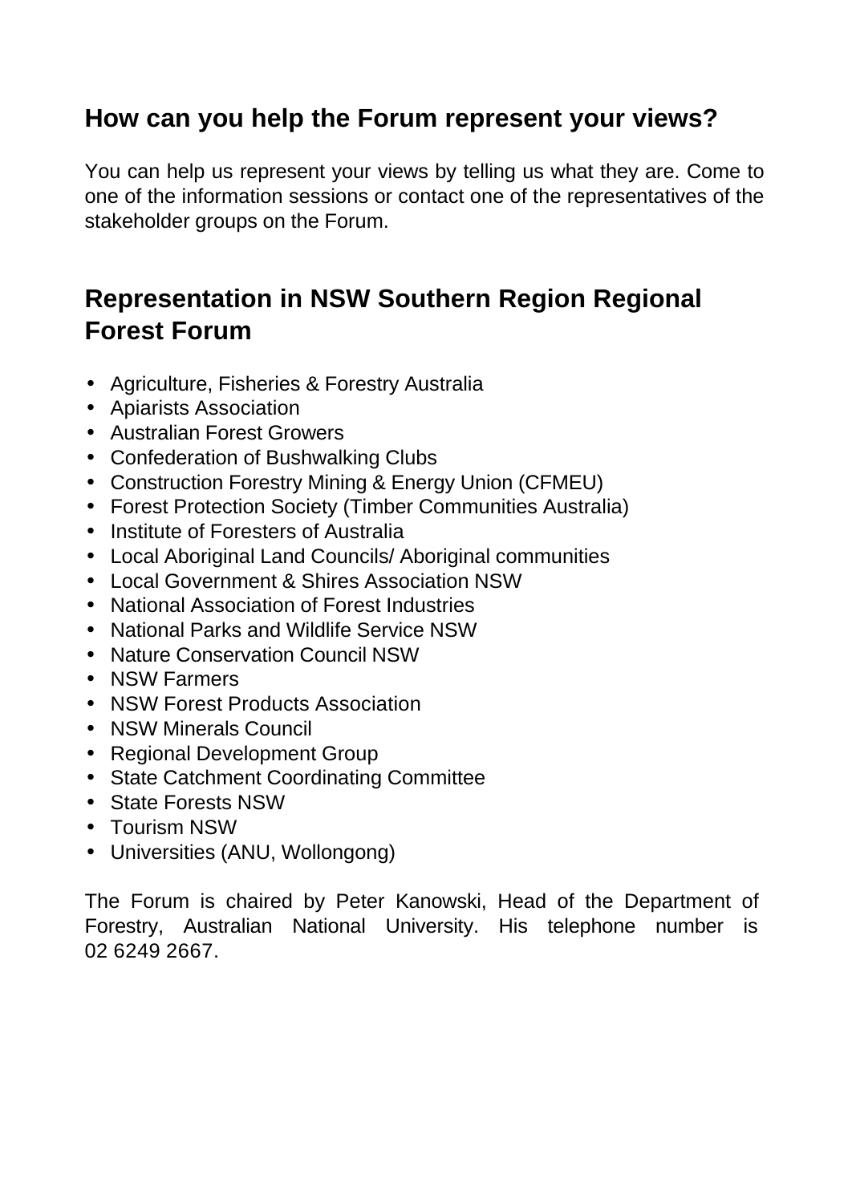## How can you help the Forum represent your views?

You can help us represent your views by telling us what they are. Come to one of the information sessions or contact one of the representatives of the stakeholder groups on the Forum.

## Representation in NSW Southern Region Regional Forest Forum

- Agriculture, Fisheries & Forestry Australia
- Apiarists Association
- Australian Forest Growers
- Confederation of Bushwalking Clubs
- Construction Forestry Mining & Energy Union (CFMEU)
- Forest Protection Society (Timber Communities Australia)
- Institute of Foresters of Australia
- Local Aboriginal Land Councils/ Aboriginal communities
- Local Government & Shires Association NSW
- National Association of Forest Industries
- National Parks and Wildlife Service NSW
- Nature Conservation Council NSW
- NSW Farmers
- NSW Forest Products Association
- NSW Minerals Council
- Regional Development Group
- State Catchment Coordinating Committee
- State Forests NSW
- Tourism NSW
- Universities (ANU, Wollongong)

The Forum is chaired by Peter Kanowski, Head of the Department of Forestry, Australian National University. His telephone number is 02 6249 2667.